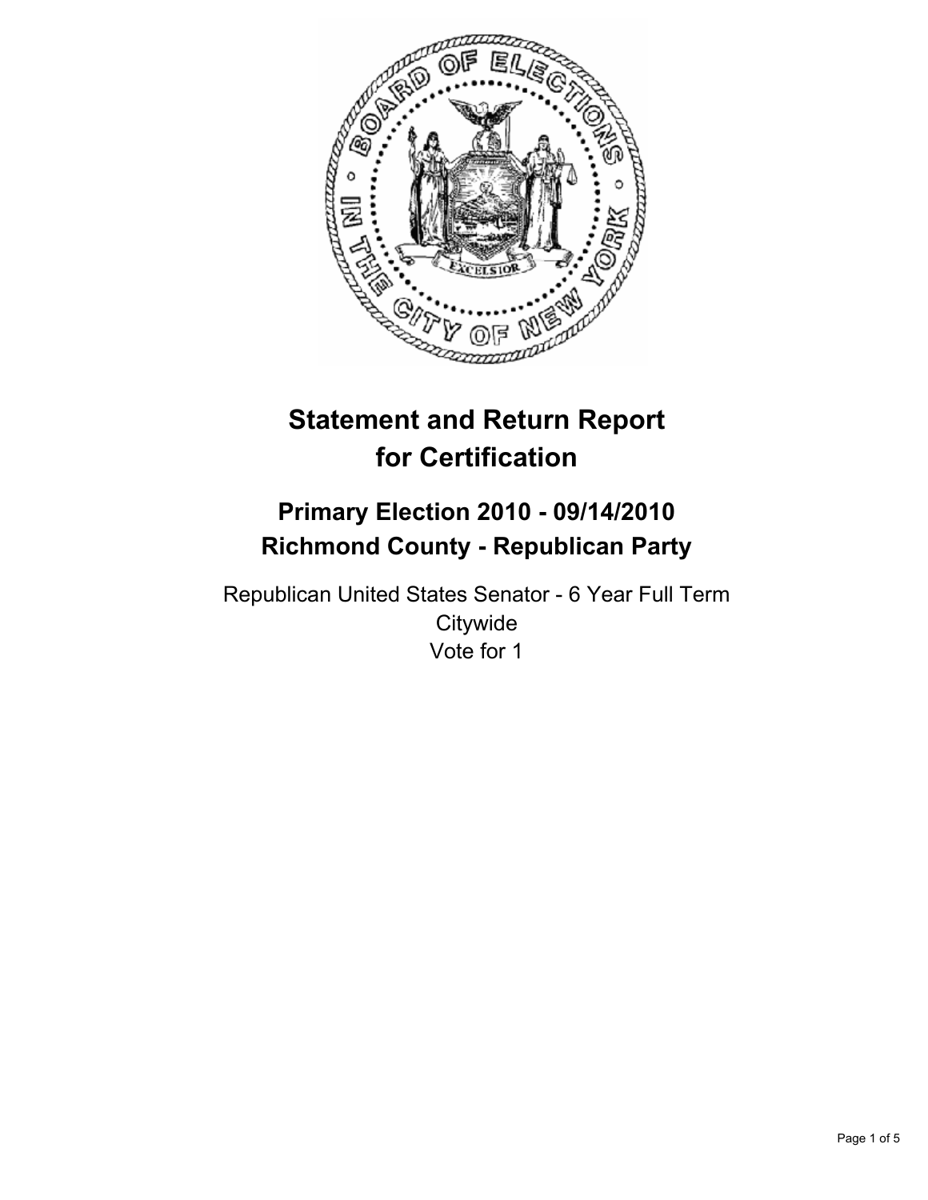# Statement and Return Report for Certification

## Primary Election 2010 - 09/14/2010
## Richmond County - Republican Party

Republican United States Senator - 6 Year Full Term
Citywide
Vote for 1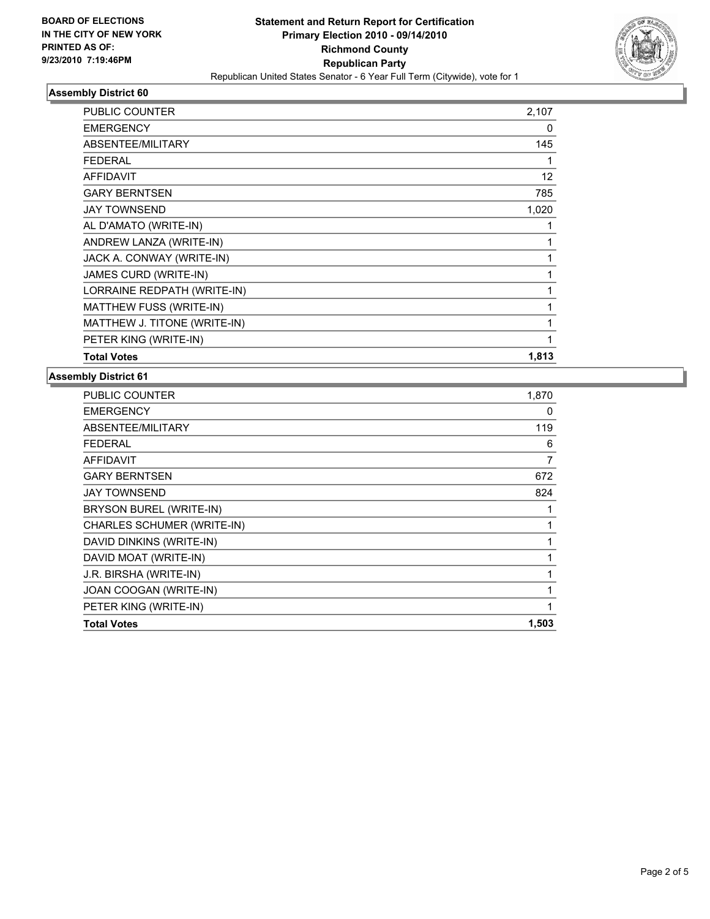BOARD OF ELECTIONS
IN THE CITY OF NEW YORK
PRINTED AS OF:
9/23/2010 7:19:46PM

**Statement and Return Report for Certification**
**Primary Election 2010 - 09/14/2010**
**Richmond County**
**Republican Party**
Republican United States Senator - 6 Year Full Term (Citywide), vote for 1

### Assembly District 60

| | |
|---|---|
| PUBLIC COUNTER | 2,107 |
| EMERGENCY | 0 |
| ABSENTEE/MILITARY | 145 |
| FEDERAL | 1 |
| AFFIDAVIT | 12 |
| GARY BERNTSEN | 785 |
| JAY TOWNSEND | 1,020 |
| AL D'AMATO (WRITE-IN) | 1 |
| ANDREW LANZA (WRITE-IN) | 1 |
| JACK A. CONWAY (WRITE-IN) | 1 |
| JAMES CURD (WRITE-IN) | 1 |
| LORRAINE REDPATH (WRITE-IN) | 1 |
| MATTHEW FUSS (WRITE-IN) | 1 |
| MATTHEW J. TITONE (WRITE-IN) | 1 |
| PETER KING (WRITE-IN) | 1 |
| **Total Votes** | **1,813** |

### Assembly District 61

| | |
|---|---|
| PUBLIC COUNTER | 1,870 |
| EMERGENCY | 0 |
| ABSENTEE/MILITARY | 119 |
| FEDERAL | 6 |
| AFFIDAVIT | 7 |
| GARY BERNTSEN | 672 |
| JAY TOWNSEND | 824 |
| BRYSON BUREL (WRITE-IN) | 1 |
| CHARLES SCHUMER (WRITE-IN) | 1 |
| DAVID DINKINS (WRITE-IN) | 1 |
| DAVID MOAT (WRITE-IN) | 1 |
| J.R. BIRSHA (WRITE-IN) | 1 |
| JOAN COOGAN (WRITE-IN) | 1 |
| PETER KING (WRITE-IN) | 1 |
| **Total Votes** | **1,503** |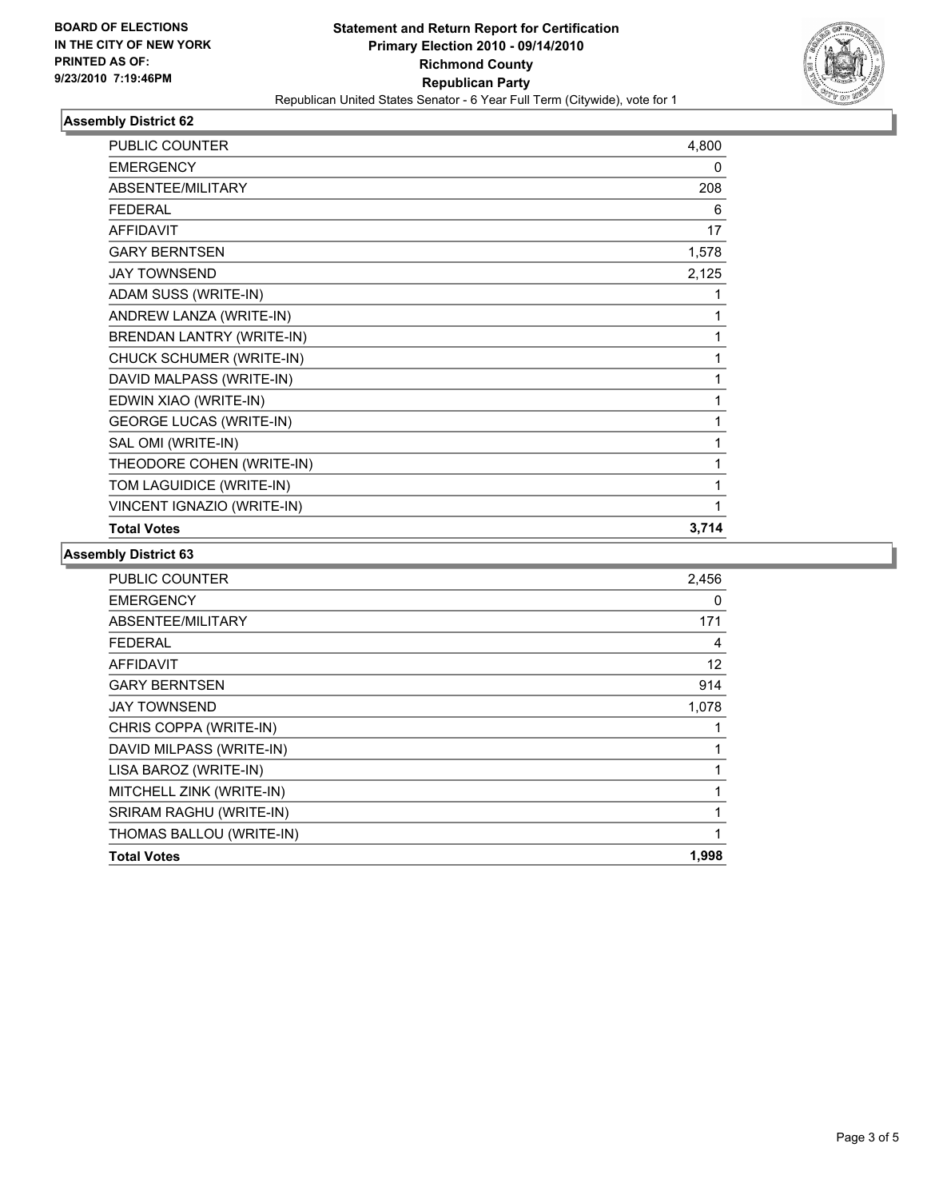**BOARD OF ELECTIONS**
**IN THE CITY OF NEW YORK**
**PRINTED AS OF:**
**9/23/2010 7:19:46PM**

**Statement and Return Report for Certification**
**Primary Election 2010 - 09/14/2010**
**Richmond County**
**Republican Party**
Republican United States Senator - 6 Year Full Term (Citywide), vote for 1

### Assembly District 62

| | |
|---|---|
| PUBLIC COUNTER | 4,800 |
| EMERGENCY | 0 |
| ABSENTEE/MILITARY | 208 |
| FEDERAL | 6 |
| AFFIDAVIT | 17 |
| GARY BERNTSEN | 1,578 |
| JAY TOWNSEND | 2,125 |
| ADAM SUSS (WRITE-IN) | 1 |
| ANDREW LANZA (WRITE-IN) | 1 |
| BRENDAN LANTRY (WRITE-IN) | 1 |
| CHUCK SCHUMER (WRITE-IN) | 1 |
| DAVID MALPASS (WRITE-IN) | 1 |
| EDWIN XIAO (WRITE-IN) | 1 |
| GEORGE LUCAS (WRITE-IN) | 1 |
| SAL OMI (WRITE-IN) | 1 |
| THEODORE COHEN (WRITE-IN) | 1 |
| TOM LAGUIDICE (WRITE-IN) | 1 |
| VINCENT IGNAZIO (WRITE-IN) | 1 |
| **Total Votes** | **3,714** |

### Assembly District 63

| | |
|---|---|
| PUBLIC COUNTER | 2,456 |
| EMERGENCY | 0 |
| ABSENTEE/MILITARY | 171 |
| FEDERAL | 4 |
| AFFIDAVIT | 12 |
| GARY BERNTSEN | 914 |
| JAY TOWNSEND | 1,078 |
| CHRIS COPPA (WRITE-IN) | 1 |
| DAVID MILPASS (WRITE-IN) | 1 |
| LISA BAROZ (WRITE-IN) | 1 |
| MITCHELL ZINK (WRITE-IN) | 1 |
| SRIRAM RAGHU (WRITE-IN) | 1 |
| THOMAS BALLOU (WRITE-IN) | 1 |
| **Total Votes** | **1,998** |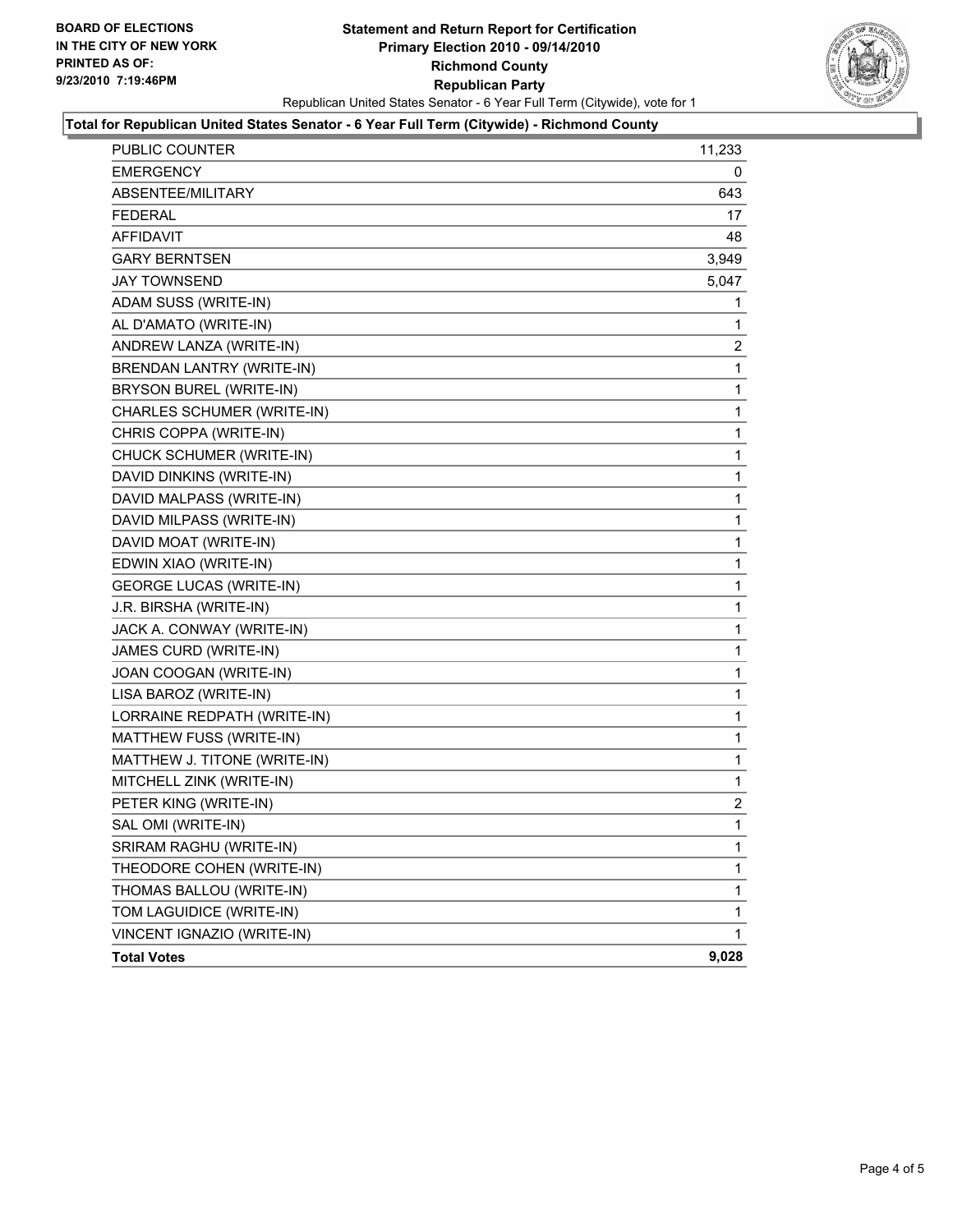**BOARD OF ELECTIONS**
**IN THE CITY OF NEW YORK**
**PRINTED AS OF:**
**9/23/2010 7:19:46PM**

# Statement and Return Report for Certification
## Primary Election 2010 - 09/14/2010
## Richmond County
## Republican Party

Republican United States Senator - 6 Year Full Term (Citywide), vote for 1

**Total for Republican United States Senator - 6 Year Full Term (Citywide) - Richmond County**

| | |
|---|---|
| PUBLIC COUNTER | 11,233 |
| EMERGENCY | 0 |
| ABSENTEE/MILITARY | 643 |
| FEDERAL | 17 |
| AFFIDAVIT | 48 |
| GARY BERNTSEN | 3,949 |
| JAY TOWNSEND | 5,047 |
| ADAM SUSS (WRITE-IN) | 1 |
| AL D'AMATO (WRITE-IN) | 1 |
| ANDREW LANZA (WRITE-IN) | 2 |
| BRENDAN LANTRY (WRITE-IN) | 1 |
| BRYSON BUREL (WRITE-IN) | 1 |
| CHARLES SCHUMER (WRITE-IN) | 1 |
| CHRIS COPPA (WRITE-IN) | 1 |
| CHUCK SCHUMER (WRITE-IN) | 1 |
| DAVID DINKINS (WRITE-IN) | 1 |
| DAVID MALPASS (WRITE-IN) | 1 |
| DAVID MILPASS (WRITE-IN) | 1 |
| DAVID MOAT (WRITE-IN) | 1 |
| EDWIN XIAO (WRITE-IN) | 1 |
| GEORGE LUCAS (WRITE-IN) | 1 |
| J.R. BIRSHA (WRITE-IN) | 1 |
| JACK A. CONWAY (WRITE-IN) | 1 |
| JAMES CURD (WRITE-IN) | 1 |
| JOAN COOGAN (WRITE-IN) | 1 |
| LISA BAROZ (WRITE-IN) | 1 |
| LORRAINE REDPATH (WRITE-IN) | 1 |
| MATTHEW FUSS (WRITE-IN) | 1 |
| MATTHEW J. TITONE (WRITE-IN) | 1 |
| MITCHELL ZINK (WRITE-IN) | 1 |
| PETER KING (WRITE-IN) | 2 |
| SAL OMI (WRITE-IN) | 1 |
| SRIRAM RAGHU (WRITE-IN) | 1 |
| THEODORE COHEN (WRITE-IN) | 1 |
| THOMAS BALLOU (WRITE-IN) | 1 |
| TOM LAGUIDICE (WRITE-IN) | 1 |
| VINCENT IGNAZIO (WRITE-IN) | 1 |
| **Total Votes** | **9,028** |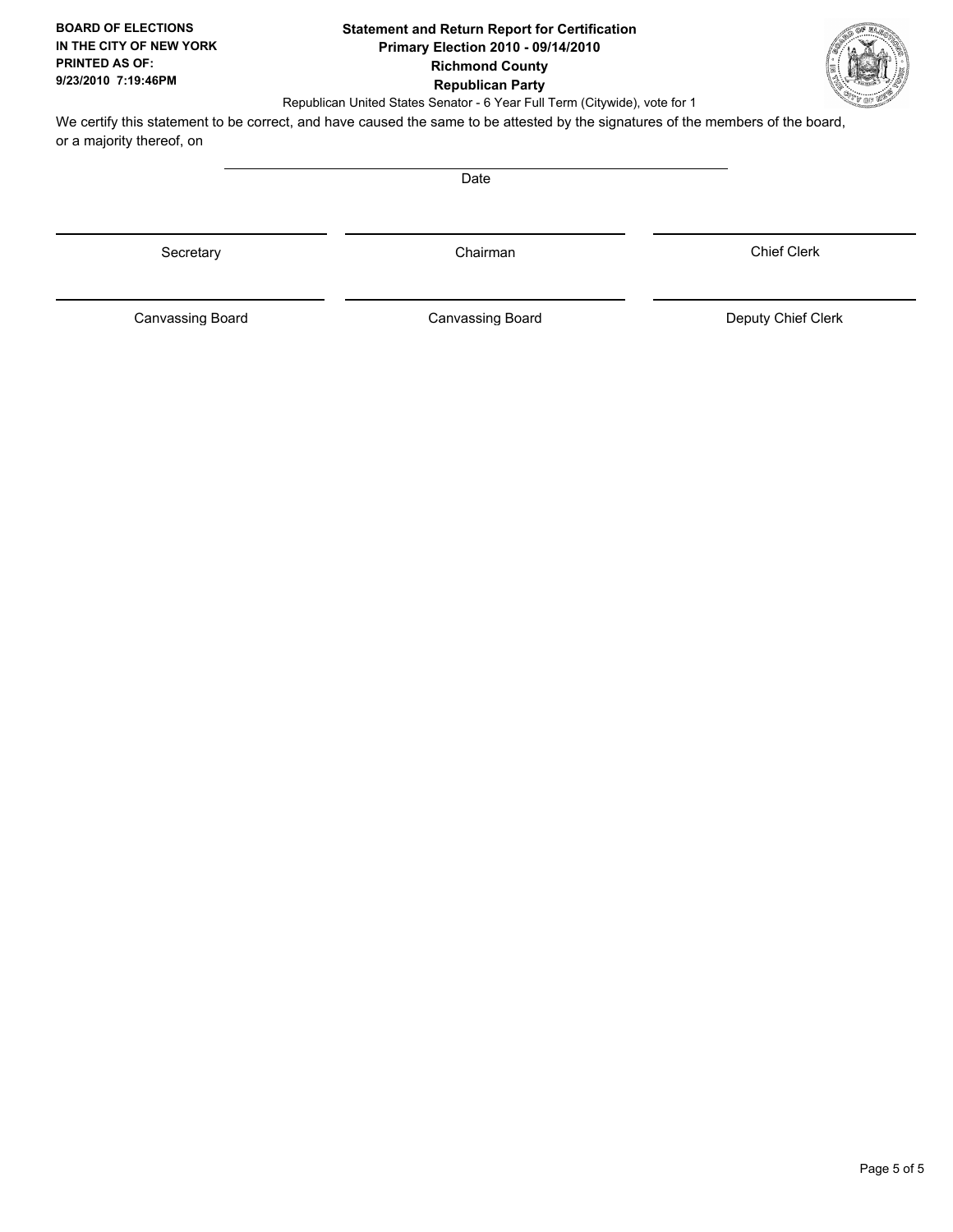**BOARD OF ELECTIONS IN THE CITY OF NEW YORK**
**PRINTED AS OF:**
**9/23/2010 7:19:46PM**

**Statement and Return Report for Certification**
**Primary Election 2010 - 09/14/2010**
**Richmond County**
**Republican Party**

Republican United States Senator - 6 Year Full Term (Citywide), vote for 1

We certify this statement to be correct, and have caused the same to be attested by the signatures of the members of the board, or a majority thereof, on

Date

| | | |
|---|---|---|
| Secretary | Chairman | Chief Clerk |
| Canvassing Board | Canvassing Board | Deputy Chief Clerk |